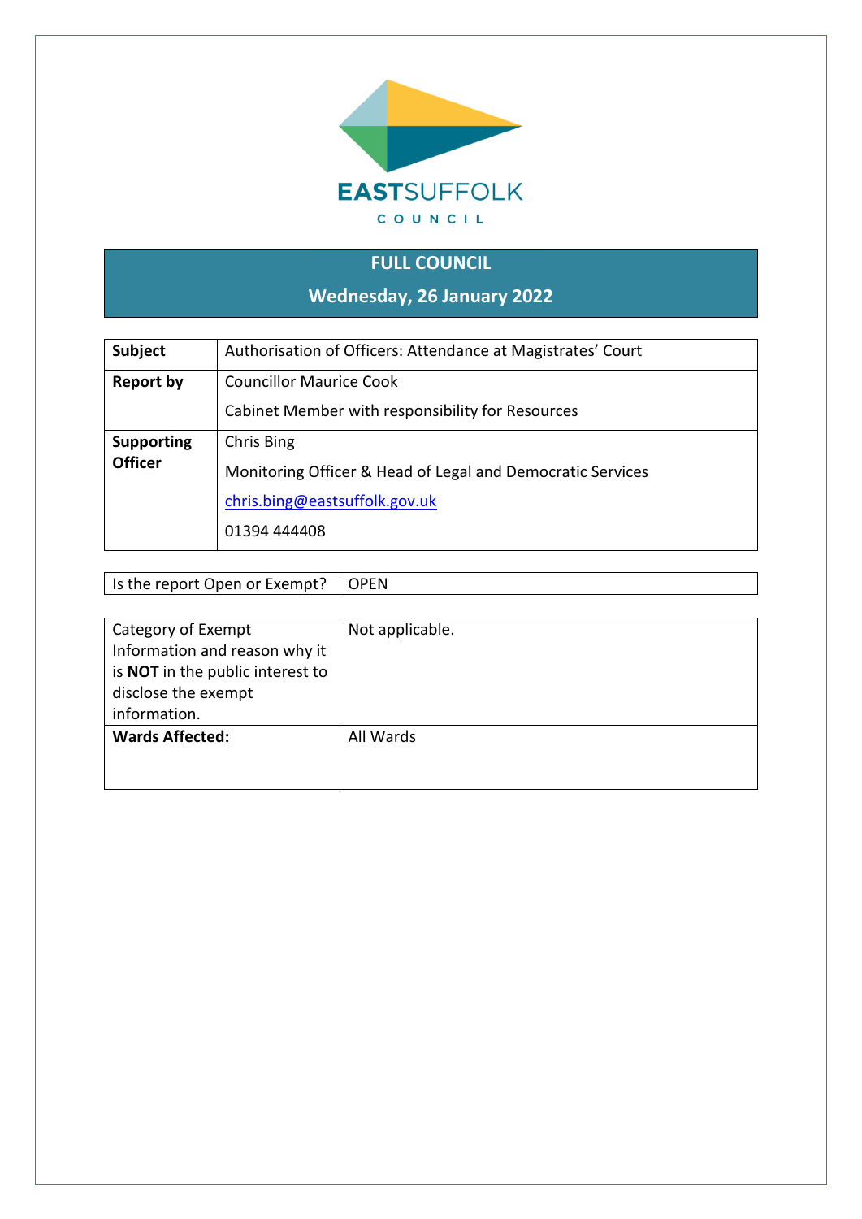EASTSUFFOLK

COUNCIL

## FULL COUNCIL

## Wednesday, 26 January 2022

| **Subject** | Authorisation of Officers: Attendance at Magistrates' Court |
|---|---|
| **Report by** | Councillor Maurice Cook<br><br>Cabinet Member with responsibility for Resources |
| **Supporting Officer** | Chris Bing<br><br>Monitoring Officer & Head of Legal and Democratic Services<br><br>chris.bing@eastsuffolk.gov.uk<br><br>01394 444408 |

| Is the report Open or Exempt? | OPEN |
|---|---|

| Category of Exempt Information and reason why it is **NOT** in the public interest to disclose the exempt information. | Not applicable. |
|---|---|
| **Wards Affected:** | All Wards |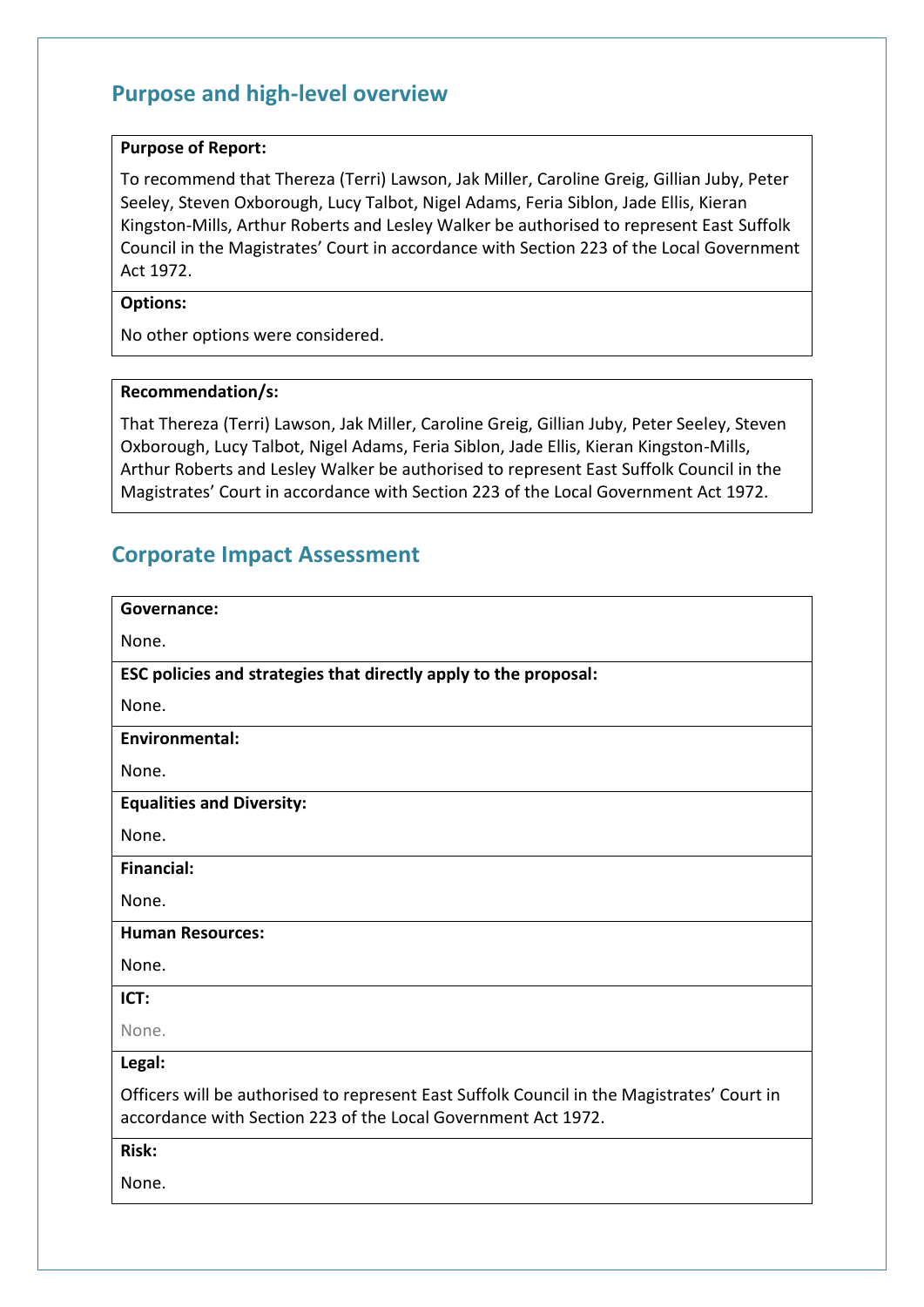## Purpose and high-level overview

**Purpose of Report:**

To recommend that Thereza (Terri) Lawson, Jak Miller, Caroline Greig, Gillian Juby, Peter Seeley, Steven Oxborough, Lucy Talbot, Nigel Adams, Feria Siblon, Jade Ellis, Kieran Kingston-Mills, Arthur Roberts and Lesley Walker be authorised to represent East Suffolk Council in the Magistrates' Court in accordance with Section 223 of the Local Government Act 1972.

**Options:**

No other options were considered.

**Recommendation/s:**

That Thereza (Terri) Lawson, Jak Miller, Caroline Greig, Gillian Juby, Peter Seeley, Steven Oxborough, Lucy Talbot, Nigel Adams, Feria Siblon, Jade Ellis, Kieran Kingston-Mills, Arthur Roberts and Lesley Walker be authorised to represent East Suffolk Council in the Magistrates' Court in accordance with Section 223 of the Local Government Act 1972.

## Corporate Impact Assessment

**Governance:**

None.

**ESC policies and strategies that directly apply to the proposal:**

None.

**Environmental:**

None.

**Equalities and Diversity:**

None.

**Financial:**

None.

**Human Resources:**

None.

**ICT:**

None.

**Legal:**

Officers will be authorised to represent East Suffolk Council in the Magistrates' Court in accordance with Section 223 of the Local Government Act 1972.

**Risk:**

None.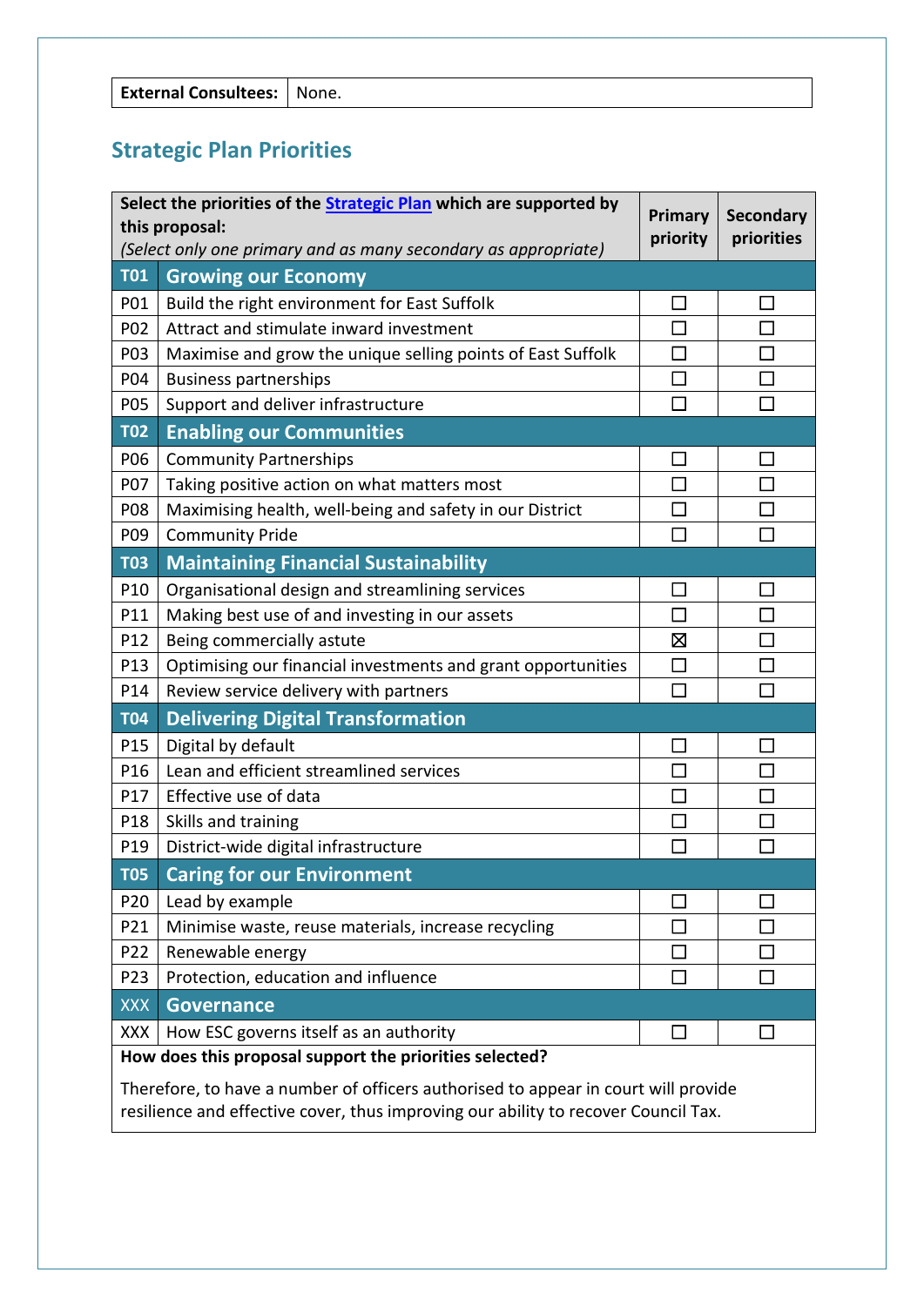| External Consultees: | None. |
|---|---|

## Strategic Plan Priorities

| | Select the priorities of the [Strategic Plan](#) which are supported by this proposal: *(Select only one primary and as many secondary as appropriate)* | Primary priority | Secondary priorities |
|---|---|---|---|
| **T01** | **Growing our Economy** | | |
| P01 | Build the right environment for East Suffolk | ☐ | ☐ |
| P02 | Attract and stimulate inward investment | ☐ | ☐ |
| P03 | Maximise and grow the unique selling points of East Suffolk | ☐ | ☐ |
| P04 | Business partnerships | ☐ | ☐ |
| P05 | Support and deliver infrastructure | ☐ | ☐ |
| **T02** | **Enabling our Communities** | | |
| P06 | Community Partnerships | ☐ | ☐ |
| P07 | Taking positive action on what matters most | ☐ | ☐ |
| P08 | Maximising health, well-being and safety in our District | ☐ | ☐ |
| P09 | Community Pride | ☐ | ☐ |
| **T03** | **Maintaining Financial Sustainability** | | |
| P10 | Organisational design and streamlining services | ☐ | ☐ |
| P11 | Making best use of and investing in our assets | ☐ | ☐ |
| P12 | Being commercially astute | ☒ | ☐ |
| P13 | Optimising our financial investments and grant opportunities | ☐ | ☐ |
| P14 | Review service delivery with partners | ☐ | ☐ |
| **T04** | **Delivering Digital Transformation** | | |
| P15 | Digital by default | ☐ | ☐ |
| P16 | Lean and efficient streamlined services | ☐ | ☐ |
| P17 | Effective use of data | ☐ | ☐ |
| P18 | Skills and training | ☐ | ☐ |
| P19 | District-wide digital infrastructure | ☐ | ☐ |
| **T05** | **Caring for our Environment** | | |
| P20 | Lead by example | ☐ | ☐ |
| P21 | Minimise waste, reuse materials, increase recycling | ☐ | ☐ |
| P22 | Renewable energy | ☐ | ☐ |
| P23 | Protection, education and influence | ☐ | ☐ |
| XXX | **Governance** | | |
| XXX | How ESC governs itself as an authority | ☐ | ☐ |

**How does this proposal support the priorities selected?**

Therefore, to have a number of officers authorised to appear in court will provide resilience and effective cover, thus improving our ability to recover Council Tax.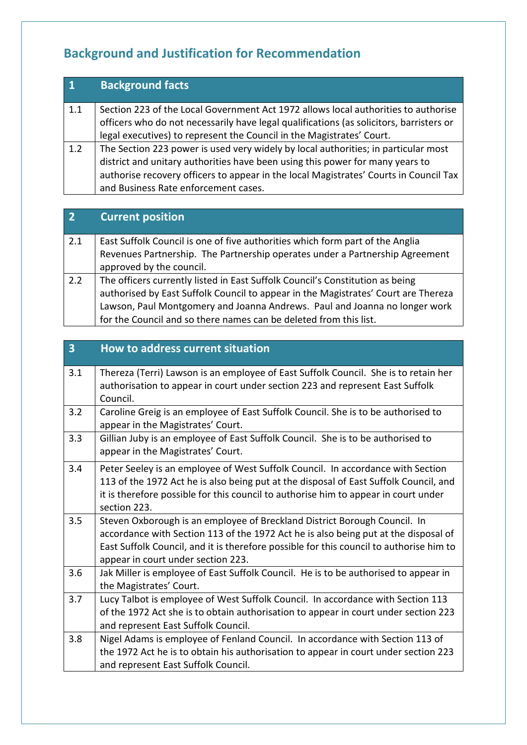## Background and Justification for Recommendation

| 1 | Background facts |
|---|---|
| 1.1 | Section 223 of the Local Government Act 1972 allows local authorities to authorise officers who do not necessarily have legal qualifications (as solicitors, barristers or legal executives) to represent the Council in the Magistrates' Court. |
| 1.2 | The Section 223 power is used very widely by local authorities; in particular most district and unitary authorities have been using this power for many years to authorise recovery officers to appear in the local Magistrates' Courts in Council Tax and Business Rate enforcement cases. |

| 2 | Current position |
|---|---|
| 2.1 | East Suffolk Council is one of five authorities which form part of the Anglia Revenues Partnership. The Partnership operates under a Partnership Agreement approved by the council. |
| 2.2 | The officers currently listed in East Suffolk Council's Constitution as being authorised by East Suffolk Council to appear in the Magistrates' Court are Thereza Lawson, Paul Montgomery and Joanna Andrews. Paul and Joanna no longer work for the Council and so there names can be deleted from this list. |

| 3 | How to address current situation |
|---|---|
| 3.1 | Thereza (Terri) Lawson is an employee of East Suffolk Council. She is to retain her authorisation to appear in court under section 223 and represent East Suffolk Council. |
| 3.2 | Caroline Greig is an employee of East Suffolk Council. She is to be authorised to appear in the Magistrates' Court. |
| 3.3 | Gillian Juby is an employee of East Suffolk Council. She is to be authorised to appear in the Magistrates' Court. |
| 3.4 | Peter Seeley is an employee of West Suffolk Council. In accordance with Section 113 of the 1972 Act he is also being put at the disposal of East Suffolk Council, and it is therefore possible for this council to authorise him to appear in court under section 223. |
| 3.5 | Steven Oxborough is an employee of Breckland District Borough Council. In accordance with Section 113 of the 1972 Act he is also being put at the disposal of East Suffolk Council, and it is therefore possible for this council to authorise him to appear in court under section 223. |
| 3.6 | Jak Miller is employee of East Suffolk Council. He is to be authorised to appear in the Magistrates' Court. |
| 3.7 | Lucy Talbot is employee of West Suffolk Council. In accordance with Section 113 of the 1972 Act she is to obtain authorisation to appear in court under section 223 and represent East Suffolk Council. |
| 3.8 | Nigel Adams is employee of Fenland Council. In accordance with Section 113 of the 1972 Act he is to obtain his authorisation to appear in court under section 223 and represent East Suffolk Council. |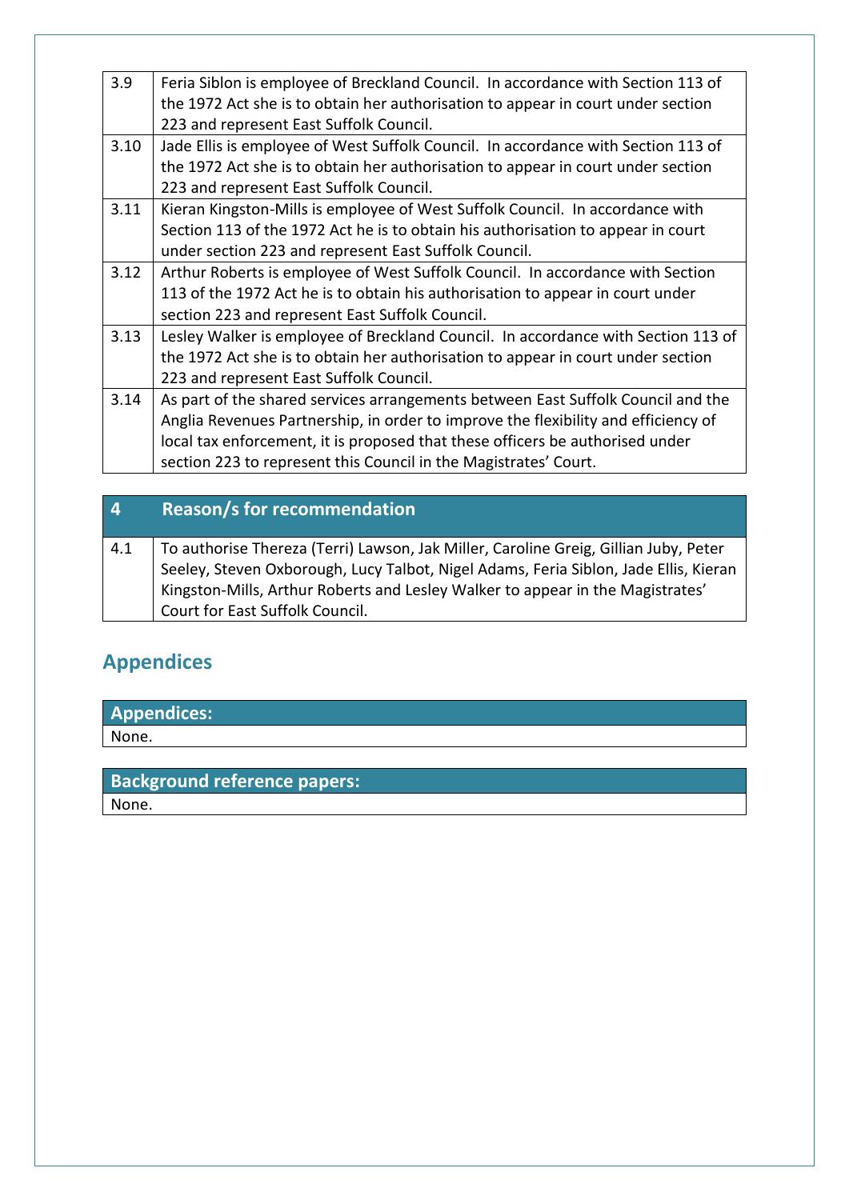| | |
|---|---|
| 3.9 | Feria Siblon is employee of Breckland Council. In accordance with Section 113 of the 1972 Act she is to obtain her authorisation to appear in court under section 223 and represent East Suffolk Council. |
| 3.10 | Jade Ellis is employee of West Suffolk Council. In accordance with Section 113 of the 1972 Act she is to obtain her authorisation to appear in court under section 223 and represent East Suffolk Council. |
| 3.11 | Kieran Kingston-Mills is employee of West Suffolk Council. In accordance with Section 113 of the 1972 Act he is to obtain his authorisation to appear in court under section 223 and represent East Suffolk Council. |
| 3.12 | Arthur Roberts is employee of West Suffolk Council. In accordance with Section 113 of the 1972 Act he is to obtain his authorisation to appear in court under section 223 and represent East Suffolk Council. |
| 3.13 | Lesley Walker is employee of Breckland Council. In accordance with Section 113 of the 1972 Act she is to obtain her authorisation to appear in court under section 223 and represent East Suffolk Council. |
| 3.14 | As part of the shared services arrangements between East Suffolk Council and the Anglia Revenues Partnership, in order to improve the flexibility and efficiency of local tax enforcement, it is proposed that these officers be authorised under section 223 to represent this Council in the Magistrates' Court. |

| 4 | Reason/s for recommendation |
|---|---|
| 4.1 | To authorise Thereza (Terri) Lawson, Jak Miller, Caroline Greig, Gillian Juby, Peter Seeley, Steven Oxborough, Lucy Talbot, Nigel Adams, Feria Siblon, Jade Ellis, Kieran Kingston-Mills, Arthur Roberts and Lesley Walker to appear in the Magistrates' Court for East Suffolk Council. |

## Appendices

| Appendices: |
|---|
| None. |

| Background reference papers: |
|---|
| None. |